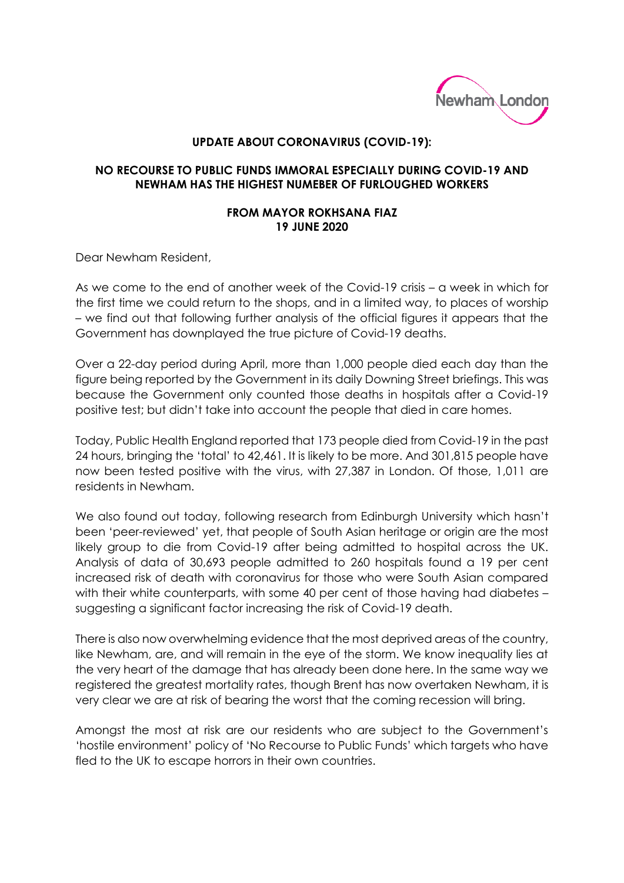Newham London

**UPDATE ABOUT CORONAVIRUS (COVID-19):**

**NO RECOURSE TO PUBLIC FUNDS IMMORAL ESPECIALLY DURING COVID-19 AND NEWHAM HAS THE HIGHEST NUMEBER OF FURLOUGHED WORKERS**

**FROM MAYOR ROKHSANA FIAZ**
**19 JUNE 2020**

Dear Newham Resident,

As we come to the end of another week of the Covid-19 crisis – a week in which for the first time we could return to the shops, and in a limited way, to places of worship – we find out that following further analysis of the official figures it appears that the Government has downplayed the true picture of Covid-19 deaths.

Over a 22-day period during April, more than 1,000 people died each day than the figure being reported by the Government in its daily Downing Street briefings. This was because the Government only counted those deaths in hospitals after a Covid-19 positive test; but didn't take into account the people that died in care homes.

Today, Public Health England reported that 173 people died from Covid-19 in the past 24 hours, bringing the 'total' to 42,461. It is likely to be more. And 301,815 people have now been tested positive with the virus, with 27,387 in London. Of those, 1,011 are residents in Newham.

We also found out today, following research from Edinburgh University which hasn't been 'peer-reviewed' yet, that people of South Asian heritage or origin are the most likely group to die from Covid-19 after being admitted to hospital across the UK. Analysis of data of 30,693 people admitted to 260 hospitals found a 19 per cent increased risk of death with coronavirus for those who were South Asian compared with their white counterparts, with some 40 per cent of those having had diabetes – suggesting a significant factor increasing the risk of Covid-19 death.

There is also now overwhelming evidence that the most deprived areas of the country, like Newham, are, and will remain in the eye of the storm. We know inequality lies at the very heart of the damage that has already been done here. In the same way we registered the greatest mortality rates, though Brent has now overtaken Newham, it is very clear we are at risk of bearing the worst that the coming recession will bring.

Amongst the most at risk are our residents who are subject to the Government's 'hostile environment' policy of 'No Recourse to Public Funds' which targets who have fled to the UK to escape horrors in their own countries.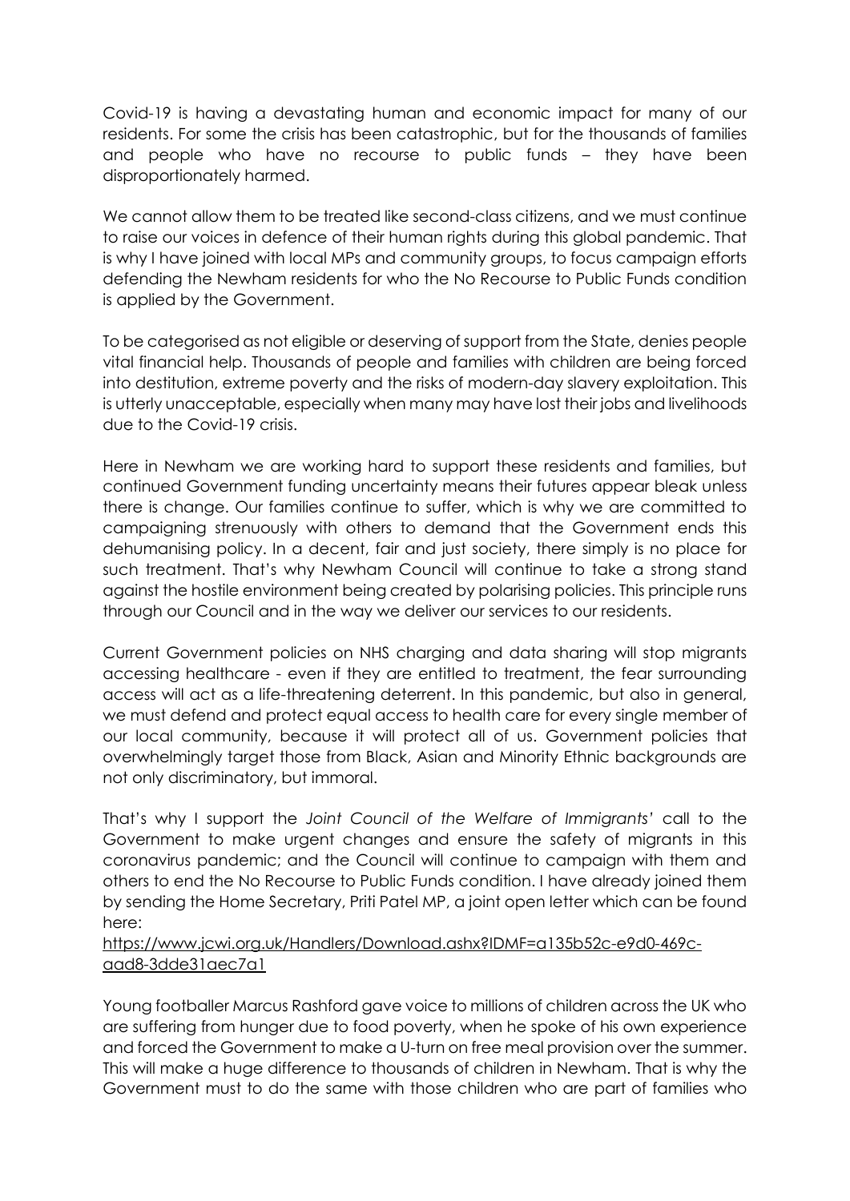Covid-19 is having a devastating human and economic impact for many of our residents. For some the crisis has been catastrophic, but for the thousands of families and people who have no recourse to public funds – they have been disproportionately harmed.

We cannot allow them to be treated like second-class citizens, and we must continue to raise our voices in defence of their human rights during this global pandemic. That is why I have joined with local MPs and community groups, to focus campaign efforts defending the Newham residents for who the No Recourse to Public Funds condition is applied by the Government.

To be categorised as not eligible or deserving of support from the State, denies people vital financial help. Thousands of people and families with children are being forced into destitution, extreme poverty and the risks of modern-day slavery exploitation. This is utterly unacceptable, especially when many may have lost their jobs and livelihoods due to the Covid-19 crisis.

Here in Newham we are working hard to support these residents and families, but continued Government funding uncertainty means their futures appear bleak unless there is change. Our families continue to suffer, which is why we are committed to campaigning strenuously with others to demand that the Government ends this dehumanising policy. In a decent, fair and just society, there simply is no place for such treatment. That's why Newham Council will continue to take a strong stand against the hostile environment being created by polarising policies. This principle runs through our Council and in the way we deliver our services to our residents.

Current Government policies on NHS charging and data sharing will stop migrants accessing healthcare - even if they are entitled to treatment, the fear surrounding access will act as a life-threatening deterrent. In this pandemic, but also in general, we must defend and protect equal access to health care for every single member of our local community, because it will protect all of us. Government policies that overwhelmingly target those from Black, Asian and Minority Ethnic backgrounds are not only discriminatory, but immoral.

That's why I support the *Joint Council of the Welfare of Immigrants'* call to the Government to make urgent changes and ensure the safety of migrants in this coronavirus pandemic; and the Council will continue to campaign with them and others to end the No Recourse to Public Funds condition. I have already joined them by sending the Home Secretary, Priti Patel MP, a joint open letter which can be found here:
https://www.jcwi.org.uk/Handlers/Download.ashx?IDMF=a135b52c-e9d0-469c-aad8-3dde31aec7a1

Young footballer Marcus Rashford gave voice to millions of children across the UK who are suffering from hunger due to food poverty, when he spoke of his own experience and forced the Government to make a U-turn on free meal provision over the summer. This will make a huge difference to thousands of children in Newham. That is why the Government must to do the same with those children who are part of families who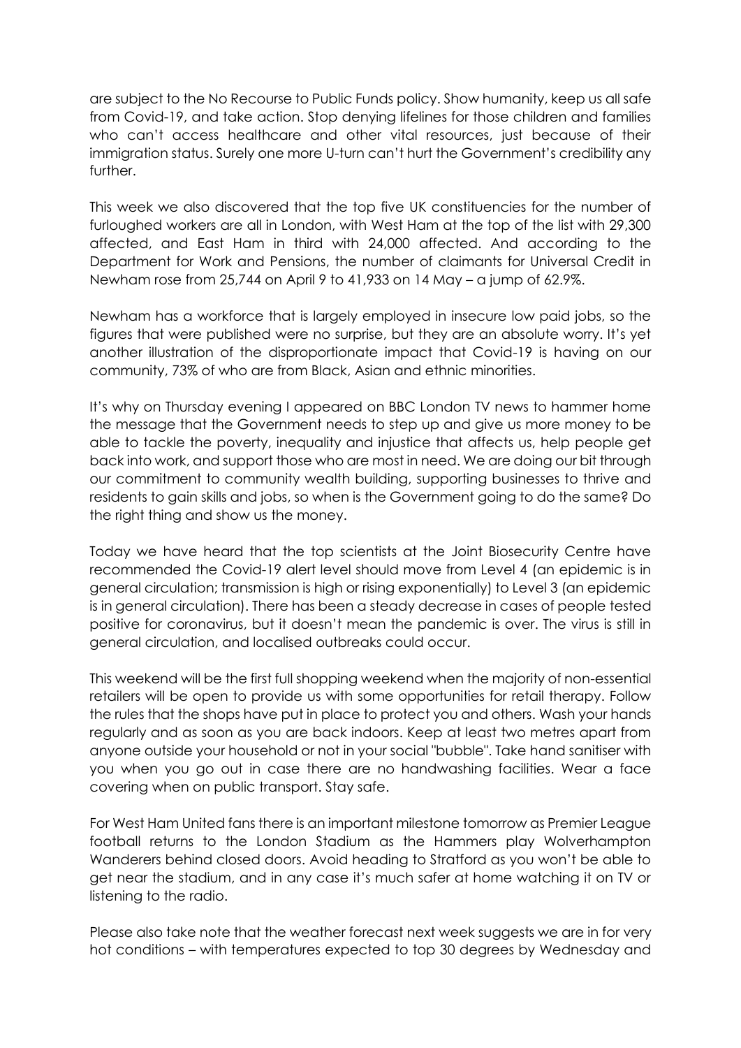are subject to the No Recourse to Public Funds policy. Show humanity, keep us all safe from Covid-19, and take action. Stop denying lifelines for those children and families who can't access healthcare and other vital resources, just because of their immigration status. Surely one more U-turn can't hurt the Government's credibility any further.

This week we also discovered that the top five UK constituencies for the number of furloughed workers are all in London, with West Ham at the top of the list with 29,300 affected, and East Ham in third with 24,000 affected. And according to the Department for Work and Pensions, the number of claimants for Universal Credit in Newham rose from 25,744 on April 9 to 41,933 on 14 May – a jump of 62.9%.

Newham has a workforce that is largely employed in insecure low paid jobs, so the figures that were published were no surprise, but they are an absolute worry. It's yet another illustration of the disproportionate impact that Covid-19 is having on our community, 73% of who are from Black, Asian and ethnic minorities.

It's why on Thursday evening I appeared on BBC London TV news to hammer home the message that the Government needs to step up and give us more money to be able to tackle the poverty, inequality and injustice that affects us, help people get back into work, and support those who are most in need. We are doing our bit through our commitment to community wealth building, supporting businesses to thrive and residents to gain skills and jobs, so when is the Government going to do the same? Do the right thing and show us the money.

Today we have heard that the top scientists at the Joint Biosecurity Centre have recommended the Covid-19 alert level should move from Level 4 (an epidemic is in general circulation; transmission is high or rising exponentially) to Level 3 (an epidemic is in general circulation). There has been a steady decrease in cases of people tested positive for coronavirus, but it doesn't mean the pandemic is over. The virus is still in general circulation, and localised outbreaks could occur.

This weekend will be the first full shopping weekend when the majority of non-essential retailers will be open to provide us with some opportunities for retail therapy. Follow the rules that the shops have put in place to protect you and others. Wash your hands regularly and as soon as you are back indoors. Keep at least two metres apart from anyone outside your household or not in your social "bubble". Take hand sanitiser with you when you go out in case there are no handwashing facilities. Wear a face covering when on public transport. Stay safe.

For West Ham United fans there is an important milestone tomorrow as Premier League football returns to the London Stadium as the Hammers play Wolverhampton Wanderers behind closed doors. Avoid heading to Stratford as you won't be able to get near the stadium, and in any case it's much safer at home watching it on TV or listening to the radio.

Please also take note that the weather forecast next week suggests we are in for very hot conditions – with temperatures expected to top 30 degrees by Wednesday and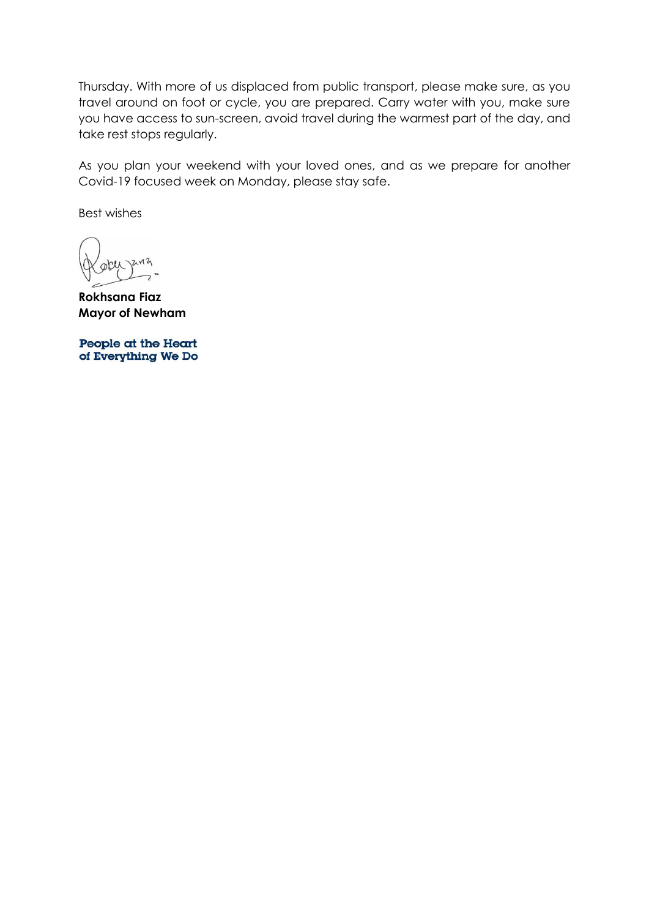Thursday. With more of us displaced from public transport, please make sure, as you travel around on foot or cycle, you are prepared. Carry water with you, make sure you have access to sun-screen, avoid travel during the warmest part of the day, and take rest stops regularly.

As you plan your weekend with your loved ones, and as we prepare for another Covid-19 focused week on Monday, please stay safe.

Best wishes

**Rokhsana Fiaz**
**Mayor of Newham**

**People at the Heart of Everything We Do**